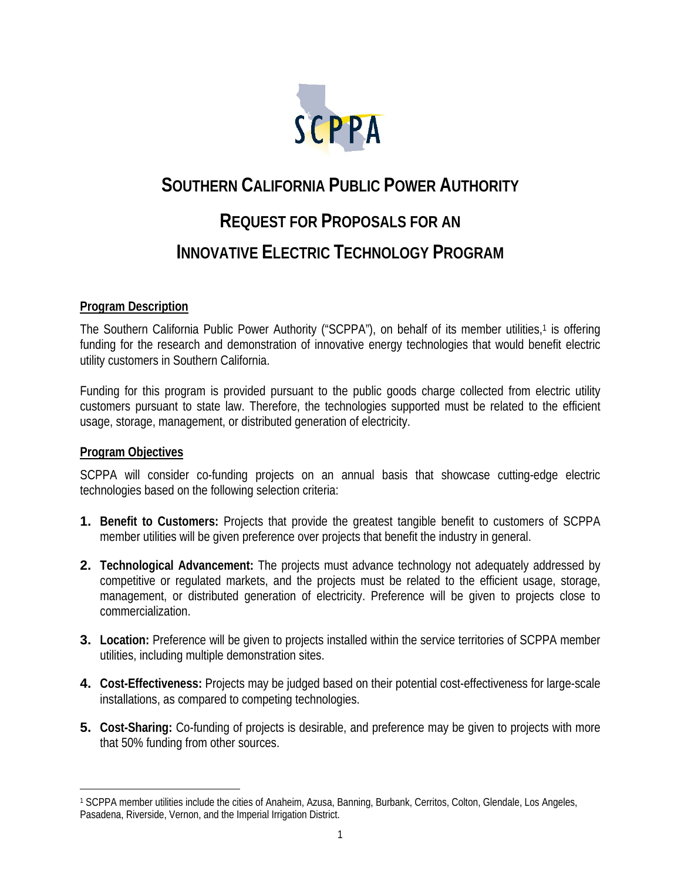# SOUTHERN CALIFORNIA PUBLIC POWER AUTHORITY

# REQUEST FOR PROPOSALS FOR AN INNOVATIVE ELECTRIC TECHNOLOGY PROGRAM

## Program Description

The Southern California Public Power Authority ("SCPPA"), on behalf of its member utilities,[1] is offering funding for the research and demonstration of innovative energy technologies that would benefit electric utility customers in Southern California.

Funding for this program is provided pursuant to the public goods charge collected from electric utility customers pursuant to state law. Therefore, the technologies supported must be related to the efficient usage, storage, management, or distributed generation of electricity.

## Program Objectives

SCPPA will consider co-funding projects on an annual basis that showcase cutting-edge electric technologies based on the following selection criteria:

1. **Benefit to Customers:** Projects that provide the greatest tangible benefit to customers of SCPPA member utilities will be given preference over projects that benefit the industry in general.
2. **Technological Advancement:** The projects must advance technology not adequately addressed by competitive or regulated markets, and the projects must be related to the efficient usage, storage, management, or distributed generation of electricity. Preference will be given to projects close to commercialization.
3. **Location:** Preference will be given to projects installed within the service territories of SCPPA member utilities, including multiple demonstration sites.
4. **Cost-Effectiveness:** Projects may be judged based on their potential cost-effectiveness for large-scale installations, as compared to competing technologies.
5. **Cost-Sharing:** Co-funding of projects is desirable, and preference may be given to projects with more that 50% funding from other sources.

---

[1] SCPPA member utilities include the cities of Anaheim, Azusa, Banning, Burbank, Cerritos, Colton, Glendale, Los Angeles, Pasadena, Riverside, Vernon, and the Imperial Irrigation District.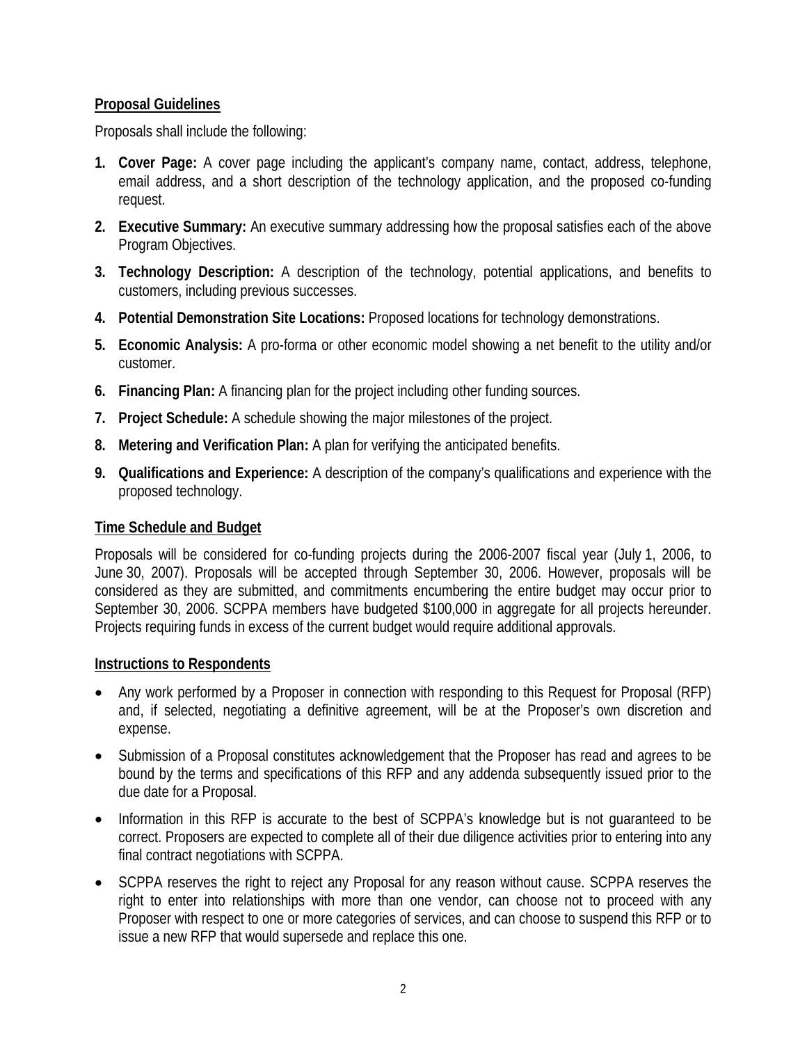## Proposal Guidelines

Proposals shall include the following:

1. **Cover Page:** A cover page including the applicant's company name, contact, address, telephone, email address, and a short description of the technology application, and the proposed co-funding request.
2. **Executive Summary:** An executive summary addressing how the proposal satisfies each of the above Program Objectives.
3. **Technology Description:** A description of the technology, potential applications, and benefits to customers, including previous successes.
4. **Potential Demonstration Site Locations:** Proposed locations for technology demonstrations.
5. **Economic Analysis:** A pro-forma or other economic model showing a net benefit to the utility and/or customer.
6. **Financing Plan:** A financing plan for the project including other funding sources.
7. **Project Schedule:** A schedule showing the major milestones of the project.
8. **Metering and Verification Plan:** A plan for verifying the anticipated benefits.
9. **Qualifications and Experience:** A description of the company's qualifications and experience with the proposed technology.

## Time Schedule and Budget

Proposals will be considered for co-funding projects during the 2006-2007 fiscal year (July 1, 2006, to June 30, 2007). Proposals will be accepted through September 30, 2006. However, proposals will be considered as they are submitted, and commitments encumbering the entire budget may occur prior to September 30, 2006. SCPPA members have budgeted $100,000 in aggregate for all projects hereunder. Projects requiring funds in excess of the current budget would require additional approvals.

## Instructions to Respondents

- Any work performed by a Proposer in connection with responding to this Request for Proposal (RFP) and, if selected, negotiating a definitive agreement, will be at the Proposer's own discretion and expense.
- Submission of a Proposal constitutes acknowledgement that the Proposer has read and agrees to be bound by the terms and specifications of this RFP and any addenda subsequently issued prior to the due date for a Proposal.
- Information in this RFP is accurate to the best of SCPPA's knowledge but is not guaranteed to be correct. Proposers are expected to complete all of their due diligence activities prior to entering into any final contract negotiations with SCPPA.
- SCPPA reserves the right to reject any Proposal for any reason without cause. SCPPA reserves the right to enter into relationships with more than one vendor, can choose not to proceed with any Proposer with respect to one or more categories of services, and can choose to suspend this RFP or to issue a new RFP that would supersede and replace this one.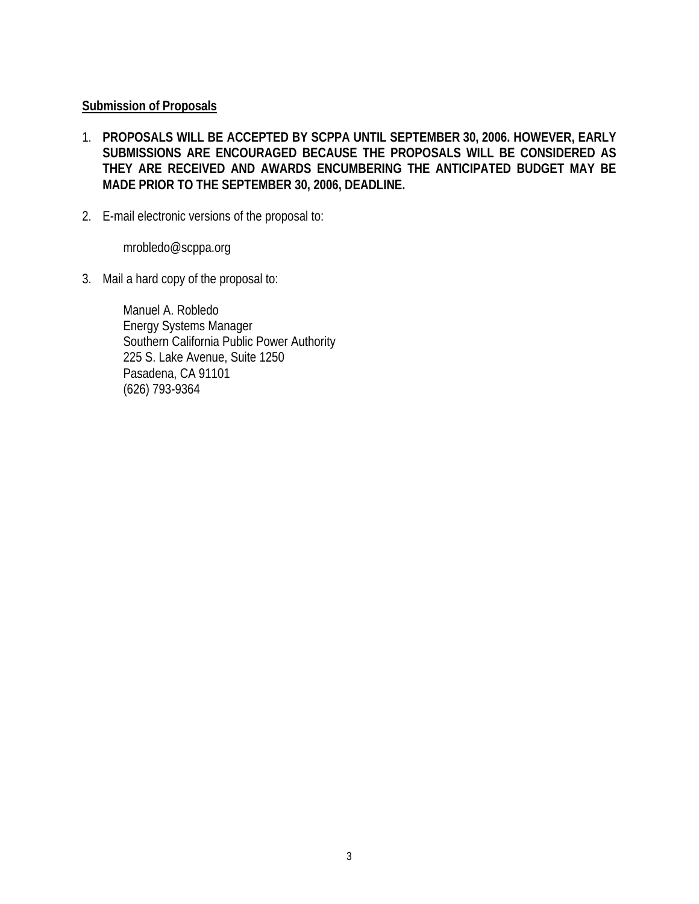**<u>Submission of Proposals</u>**

1. **PROPOSALS WILL BE ACCEPTED BY SCPPA UNTIL SEPTEMBER 30, 2006. HOWEVER, EARLY SUBMISSIONS ARE ENCOURAGED BECAUSE THE PROPOSALS WILL BE CONSIDERED AS THEY ARE RECEIVED AND AWARDS ENCUMBERING THE ANTICIPATED BUDGET MAY BE MADE PRIOR TO THE SEPTEMBER 30, 2006, DEADLINE.**

2. E-mail electronic versions of the proposal to:

   mrobledo@scppa.org

3. Mail a hard copy of the proposal to:

   Manuel A. Robledo
   Energy Systems Manager
   Southern California Public Power Authority
   225 S. Lake Avenue, Suite 1250
   Pasadena, CA 91101
   (626) 793-9364